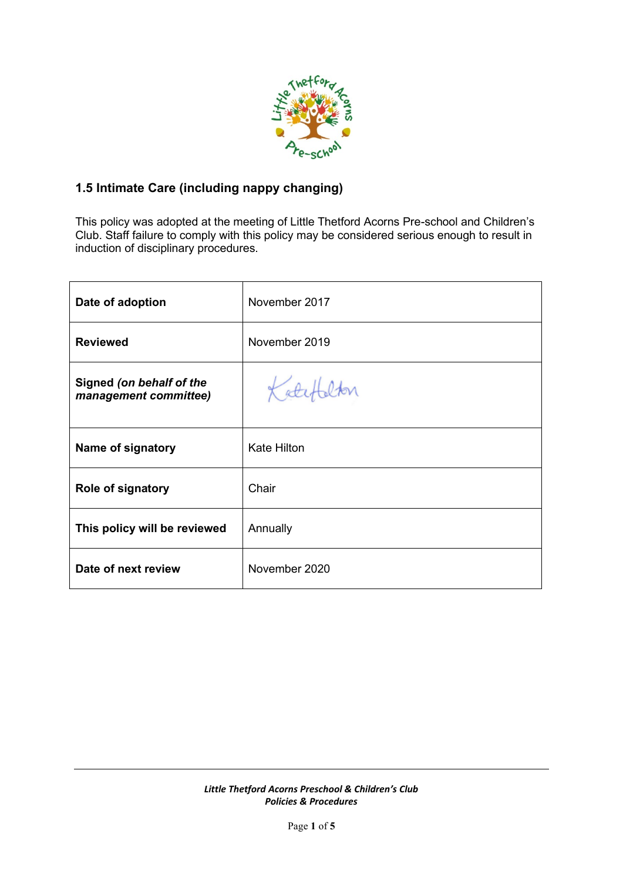## 1.5 Intimate Care (including nappy changing)

This policy was adopted at the meeting of Little Thetford Acorns Pre-school and Children's Club. Staff failure to comply with this policy may be considered serious enough to result in induction of disciplinary procedures.

| | |
|---|---|
| **Date of adoption** | November 2017 |
| **Reviewed** | November 2019 |
| **Signed** ***(on behalf of the management committee)*** | Kate Hilton |
| **Name of signatory** | Kate Hilton |
| **Role of signatory** | Chair |
| **This policy will be reviewed** | Annually |
| **Date of next review** | November 2020 |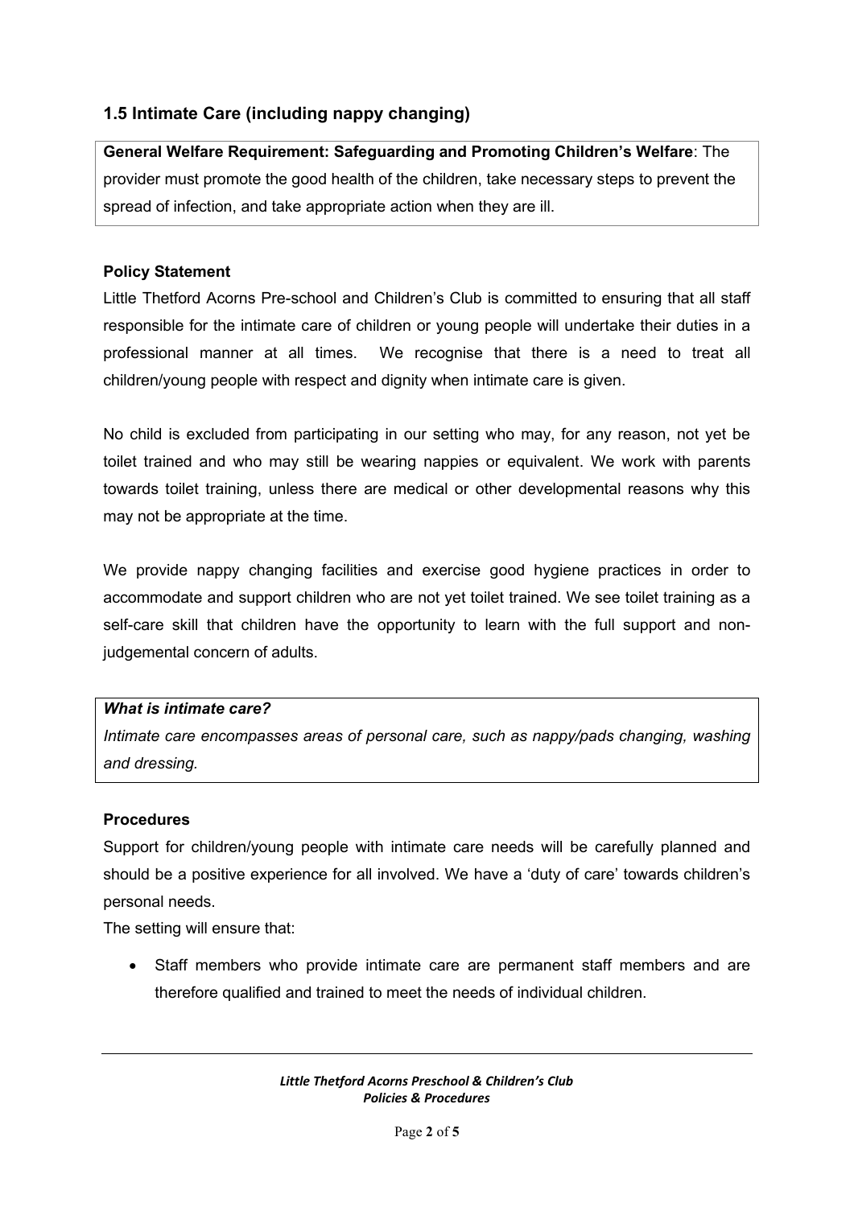## 1.5 Intimate Care (including nappy changing)

**General Welfare Requirement: Safeguarding and Promoting Children's Welfare**: The provider must promote the good health of the children, take necessary steps to prevent the spread of infection, and take appropriate action when they are ill.

### Policy Statement

Little Thetford Acorns Pre-school and Children's Club is committed to ensuring that all staff responsible for the intimate care of children or young people will undertake their duties in a professional manner at all times. We recognise that there is a need to treat all children/young people with respect and dignity when intimate care is given.

No child is excluded from participating in our setting who may, for any reason, not yet be toilet trained and who may still be wearing nappies or equivalent. We work with parents towards toilet training, unless there are medical or other developmental reasons why this may not be appropriate at the time.

We provide nappy changing facilities and exercise good hygiene practices in order to accommodate and support children who are not yet toilet trained. We see toilet training as a self-care skill that children have the opportunity to learn with the full support and non-judgemental concern of adults.

***What is intimate care?***

*Intimate care encompasses areas of personal care, such as nappy/pads changing, washing and dressing.*

### Procedures

Support for children/young people with intimate care needs will be carefully planned and should be a positive experience for all involved. We have a 'duty of care' towards children's personal needs.

The setting will ensure that:

- Staff members who provide intimate care are permanent staff members and are therefore qualified and trained to meet the needs of individual children.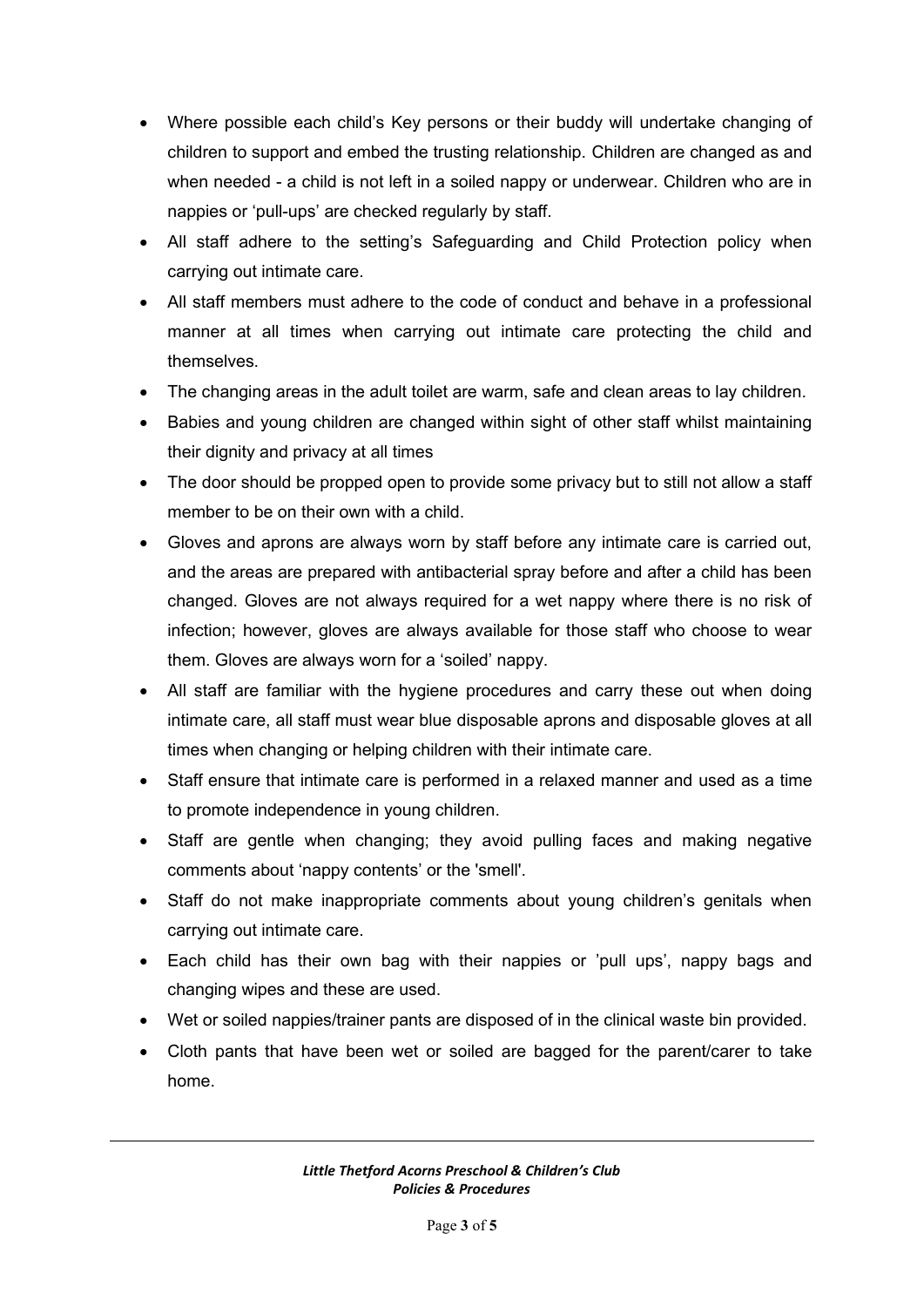- Where possible each child's Key persons or their buddy will undertake changing of children to support and embed the trusting relationship. Children are changed as and when needed - a child is not left in a soiled nappy or underwear. Children who are in nappies or 'pull-ups' are checked regularly by staff.
- All staff adhere to the setting's Safeguarding and Child Protection policy when carrying out intimate care.
- All staff members must adhere to the code of conduct and behave in a professional manner at all times when carrying out intimate care protecting the child and themselves.
- The changing areas in the adult toilet are warm, safe and clean areas to lay children.
- Babies and young children are changed within sight of other staff whilst maintaining their dignity and privacy at all times
- The door should be propped open to provide some privacy but to still not allow a staff member to be on their own with a child.
- Gloves and aprons are always worn by staff before any intimate care is carried out, and the areas are prepared with antibacterial spray before and after a child has been changed. Gloves are not always required for a wet nappy where there is no risk of infection; however, gloves are always available for those staff who choose to wear them. Gloves are always worn for a 'soiled' nappy.
- All staff are familiar with the hygiene procedures and carry these out when doing intimate care, all staff must wear blue disposable aprons and disposable gloves at all times when changing or helping children with their intimate care.
- Staff ensure that intimate care is performed in a relaxed manner and used as a time to promote independence in young children.
- Staff are gentle when changing; they avoid pulling faces and making negative comments about 'nappy contents' or the 'smell'.
- Staff do not make inappropriate comments about young children's genitals when carrying out intimate care.
- Each child has their own bag with their nappies or 'pull ups', nappy bags and changing wipes and these are used.
- Wet or soiled nappies/trainer pants are disposed of in the clinical waste bin provided.
- Cloth pants that have been wet or soiled are bagged for the parent/carer to take home.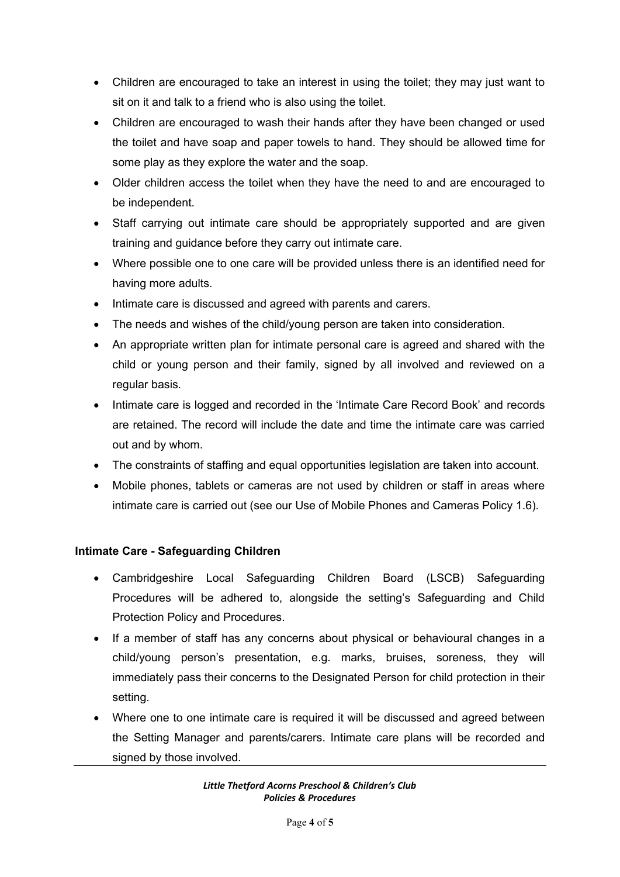- Children are encouraged to take an interest in using the toilet; they may just want to sit on it and talk to a friend who is also using the toilet.
- Children are encouraged to wash their hands after they have been changed or used the toilet and have soap and paper towels to hand. They should be allowed time for some play as they explore the water and the soap.
- Older children access the toilet when they have the need to and are encouraged to be independent.
- Staff carrying out intimate care should be appropriately supported and are given training and guidance before they carry out intimate care.
- Where possible one to one care will be provided unless there is an identified need for having more adults.
- Intimate care is discussed and agreed with parents and carers.
- The needs and wishes of the child/young person are taken into consideration.
- An appropriate written plan for intimate personal care is agreed and shared with the child or young person and their family, signed by all involved and reviewed on a regular basis.
- Intimate care is logged and recorded in the 'Intimate Care Record Book' and records are retained. The record will include the date and time the intimate care was carried out and by whom.
- The constraints of staffing and equal opportunities legislation are taken into account.
- Mobile phones, tablets or cameras are not used by children or staff in areas where intimate care is carried out (see our Use of Mobile Phones and Cameras Policy 1.6).

**Intimate Care - Safeguarding Children**

- Cambridgeshire Local Safeguarding Children Board (LSCB) Safeguarding Procedures will be adhered to, alongside the setting's Safeguarding and Child Protection Policy and Procedures.
- If a member of staff has any concerns about physical or behavioural changes in a child/young person's presentation, e.g. marks, bruises, soreness, they will immediately pass their concerns to the Designated Person for child protection in their setting.
- Where one to one intimate care is required it will be discussed and agreed between the Setting Manager and parents/carers. Intimate care plans will be recorded and signed by those involved.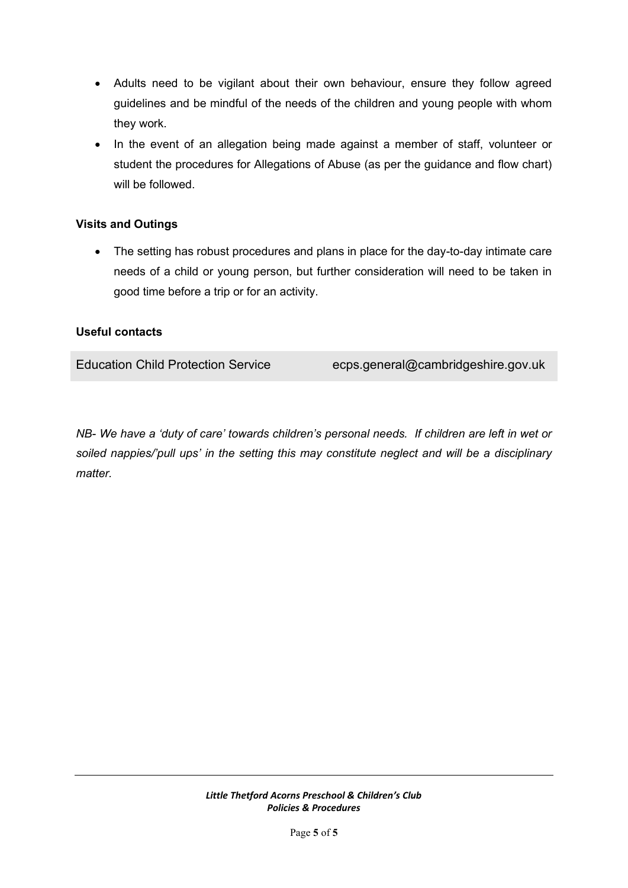- Adults need to be vigilant about their own behaviour, ensure they follow agreed guidelines and be mindful of the needs of the children and young people with whom they work.
- In the event of an allegation being made against a member of staff, volunteer or student the procedures for Allegations of Abuse (as per the guidance and flow chart) will be followed.

**Visits and Outings**

- The setting has robust procedures and plans in place for the day-to-day intimate care needs of a child or young person, but further consideration will need to be taken in good time before a trip or for an activity.

**Useful contacts**

| | |
|---|---|
| Education Child Protection Service | ecps.general@cambridgeshire.gov.uk |

*NB- We have a 'duty of care' towards children's personal needs. If children are left in wet or soiled nappies/'pull ups' in the setting this may constitute neglect and will be a disciplinary matter.*